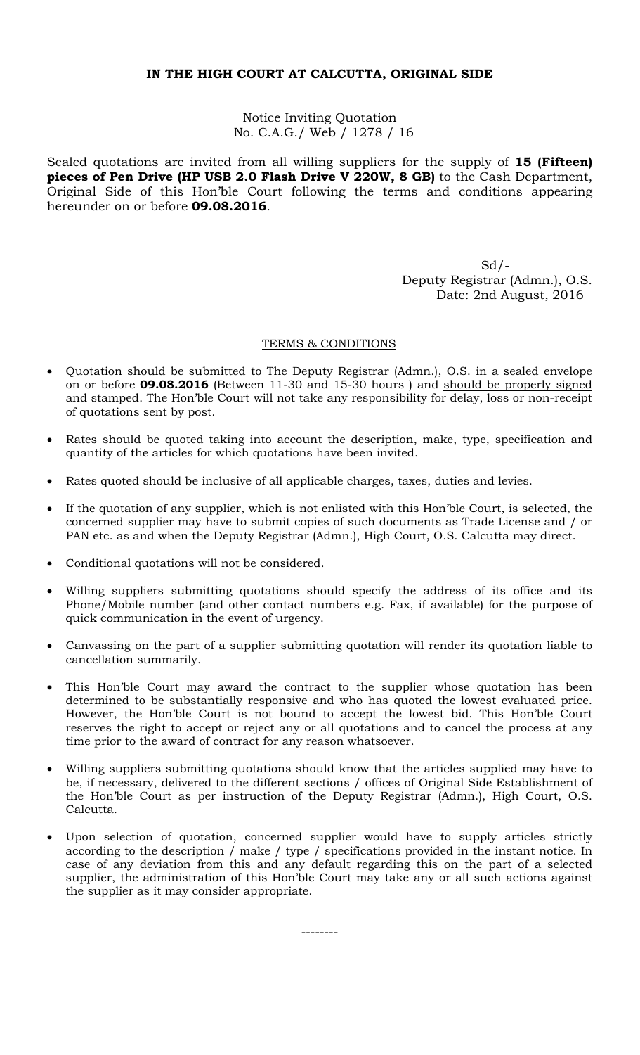**IN THE HIGH COURT AT CALCUTTA, ORIGINAL SIDE**

Notice Inviting Quotation
No. C.A.G./ Web / 1278 / 16

Sealed quotations are invited from all willing suppliers for the supply of **15 (Fifteen) pieces of Pen Drive (HP USB 2.0 Flash Drive V 220W, 8 GB)** to the Cash Department, Original Side of this Hon'ble Court following the terms and conditions appearing hereunder on or before **09.08.2016**.

Sd/-
Deputy Registrar (Admn.), O.S.
Date: 2nd August, 2016

TERMS & CONDITIONS

- Quotation should be submitted to The Deputy Registrar (Admn.), O.S. in a sealed envelope on or before **09.08.2016** (Between 11-30 and 15-30 hours ) and should be properly signed and stamped. The Hon'ble Court will not take any responsibility for delay, loss or non-receipt of quotations sent by post.
- Rates should be quoted taking into account the description, make, type, specification and quantity of the articles for which quotations have been invited.
- Rates quoted should be inclusive of all applicable charges, taxes, duties and levies.
- If the quotation of any supplier, which is not enlisted with this Hon'ble Court, is selected, the concerned supplier may have to submit copies of such documents as Trade License and / or PAN etc. as and when the Deputy Registrar (Admn.), High Court, O.S. Calcutta may direct.
- Conditional quotations will not be considered.
- Willing suppliers submitting quotations should specify the address of its office and its Phone/Mobile number (and other contact numbers e.g. Fax, if available) for the purpose of quick communication in the event of urgency.
- Canvassing on the part of a supplier submitting quotation will render its quotation liable to cancellation summarily.
- This Hon'ble Court may award the contract to the supplier whose quotation has been determined to be substantially responsive and who has quoted the lowest evaluated price. However, the Hon'ble Court is not bound to accept the lowest bid. This Hon'ble Court reserves the right to accept or reject any or all quotations and to cancel the process at any time prior to the award of contract for any reason whatsoever.
- Willing suppliers submitting quotations should know that the articles supplied may have to be, if necessary, delivered to the different sections / offices of Original Side Establishment of the Hon'ble Court as per instruction of the Deputy Registrar (Admn.), High Court, O.S. Calcutta.
- Upon selection of quotation, concerned supplier would have to supply articles strictly according to the description / make / type / specifications provided in the instant notice. In case of any deviation from this and any default regarding this on the part of a selected supplier, the administration of this Hon'ble Court may take any or all such actions against the supplier as it may consider appropriate.

--------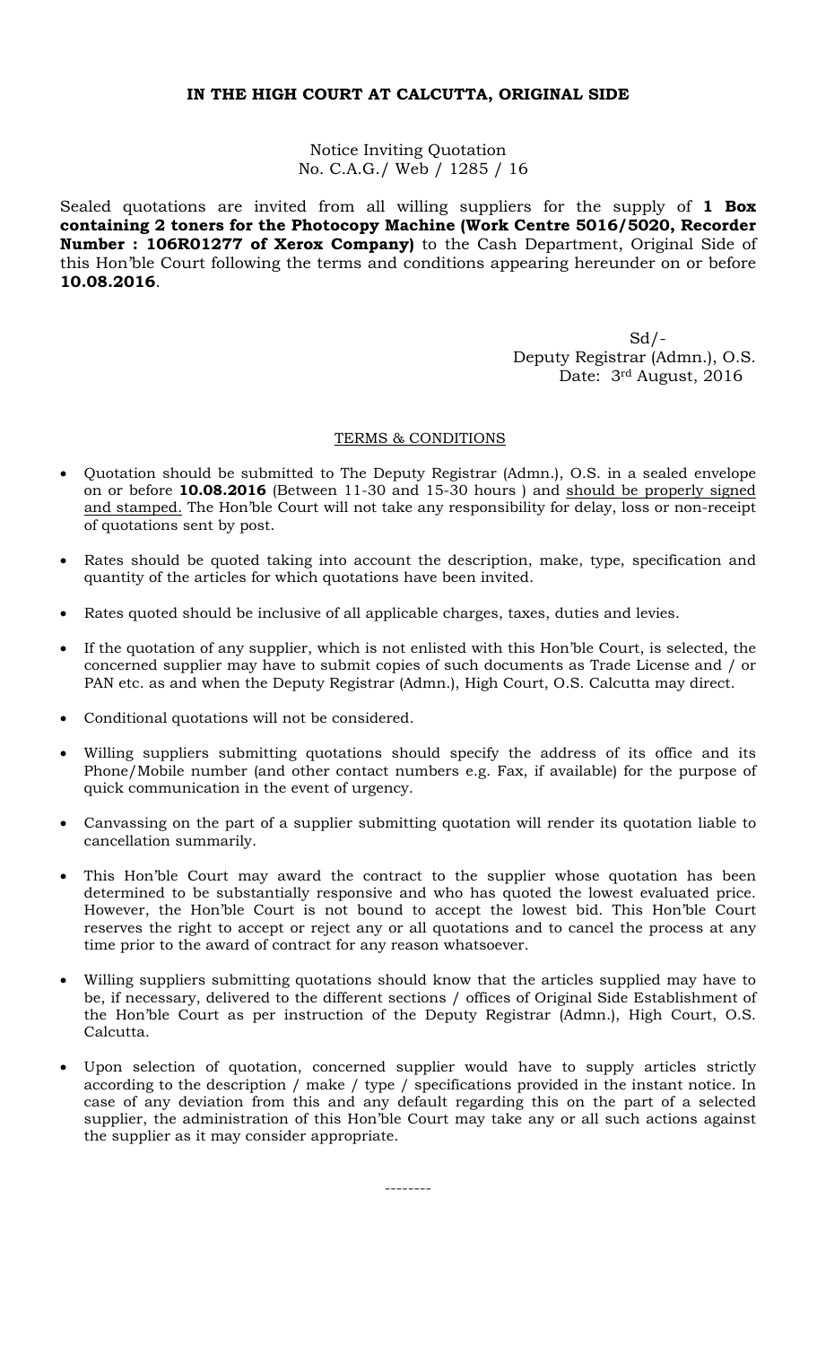**IN THE HIGH COURT AT CALCUTTA, ORIGINAL SIDE**

Notice Inviting Quotation
No. C.A.G./ Web / 1285 / 16

Sealed quotations are invited from all willing suppliers for the supply of **1 Box containing 2 toners for the Photocopy Machine (Work Centre 5016/5020, Recorder Number : 106R01277 of Xerox Company)** to the Cash Department, Original Side of this Hon'ble Court following the terms and conditions appearing hereunder on or before **10.08.2016**.

Sd/-
Deputy Registrar (Admn.), O.S.
Date: 3rd August, 2016

TERMS & CONDITIONS

- Quotation should be submitted to The Deputy Registrar (Admn.), O.S. in a sealed envelope on or before **10.08.2016** (Between 11-30 and 15-30 hours ) and should be properly signed and stamped. The Hon'ble Court will not take any responsibility for delay, loss or non-receipt of quotations sent by post.
- Rates should be quoted taking into account the description, make, type, specification and quantity of the articles for which quotations have been invited.
- Rates quoted should be inclusive of all applicable charges, taxes, duties and levies.
- If the quotation of any supplier, which is not enlisted with this Hon'ble Court, is selected, the concerned supplier may have to submit copies of such documents as Trade License and / or PAN etc. as and when the Deputy Registrar (Admn.), High Court, O.S. Calcutta may direct.
- Conditional quotations will not be considered.
- Willing suppliers submitting quotations should specify the address of its office and its Phone/Mobile number (and other contact numbers e.g. Fax, if available) for the purpose of quick communication in the event of urgency.
- Canvassing on the part of a supplier submitting quotation will render its quotation liable to cancellation summarily.
- This Hon'ble Court may award the contract to the supplier whose quotation has been determined to be substantially responsive and who has quoted the lowest evaluated price. However, the Hon'ble Court is not bound to accept the lowest bid. This Hon'ble Court reserves the right to accept or reject any or all quotations and to cancel the process at any time prior to the award of contract for any reason whatsoever.
- Willing suppliers submitting quotations should know that the articles supplied may have to be, if necessary, delivered to the different sections / offices of Original Side Establishment of the Hon'ble Court as per instruction of the Deputy Registrar (Admn.), High Court, O.S. Calcutta.
- Upon selection of quotation, concerned supplier would have to supply articles strictly according to the description / make / type / specifications provided in the instant notice. In case of any deviation from this and any default regarding this on the part of a selected supplier, the administration of this Hon'ble Court may take any or all such actions against the supplier as it may consider appropriate.

--------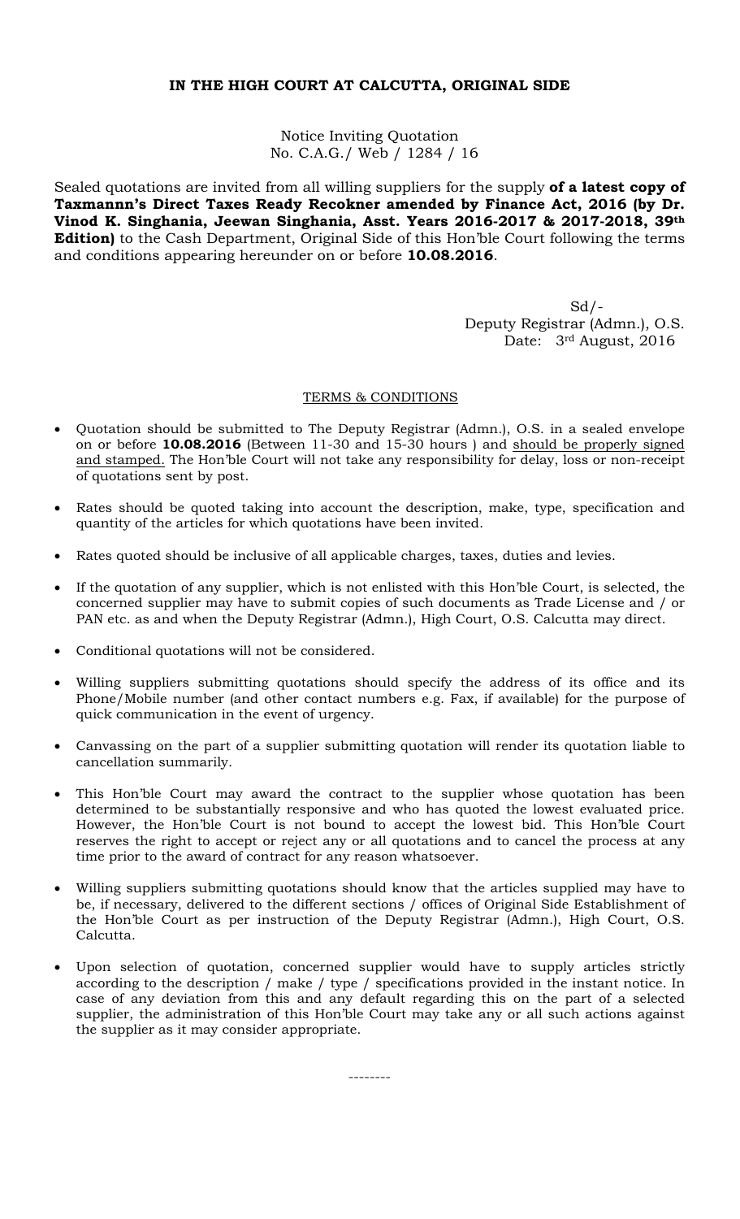**IN THE HIGH COURT AT CALCUTTA, ORIGINAL SIDE**

Notice Inviting Quotation
No. C.A.G./ Web / 1284 / 16

Sealed quotations are invited from all willing suppliers for the supply **of a latest copy of Taxmannn's Direct Taxes Ready Recokner amended by Finance Act, 2016 (by Dr. Vinod K. Singhania, Jeewan Singhania, Asst. Years 2016-2017 & 2017-2018, 39th Edition)** to the Cash Department, Original Side of this Hon'ble Court following the terms and conditions appearing hereunder on or before **10.08.2016**.

Sd/-
Deputy Registrar (Admn.), O.S.
Date: 3rd August, 2016

TERMS & CONDITIONS

- Quotation should be submitted to The Deputy Registrar (Admn.), O.S. in a sealed envelope on or before **10.08.2016** (Between 11-30 and 15-30 hours ) and should be properly signed and stamped. The Hon'ble Court will not take any responsibility for delay, loss or non-receipt of quotations sent by post.
- Rates should be quoted taking into account the description, make, type, specification and quantity of the articles for which quotations have been invited.
- Rates quoted should be inclusive of all applicable charges, taxes, duties and levies.
- If the quotation of any supplier, which is not enlisted with this Hon'ble Court, is selected, the concerned supplier may have to submit copies of such documents as Trade License and / or PAN etc. as and when the Deputy Registrar (Admn.), High Court, O.S. Calcutta may direct.
- Conditional quotations will not be considered.
- Willing suppliers submitting quotations should specify the address of its office and its Phone/Mobile number (and other contact numbers e.g. Fax, if available) for the purpose of quick communication in the event of urgency.
- Canvassing on the part of a supplier submitting quotation will render its quotation liable to cancellation summarily.
- This Hon'ble Court may award the contract to the supplier whose quotation has been determined to be substantially responsive and who has quoted the lowest evaluated price. However, the Hon'ble Court is not bound to accept the lowest bid. This Hon'ble Court reserves the right to accept or reject any or all quotations and to cancel the process at any time prior to the award of contract for any reason whatsoever.
- Willing suppliers submitting quotations should know that the articles supplied may have to be, if necessary, delivered to the different sections / offices of Original Side Establishment of the Hon'ble Court as per instruction of the Deputy Registrar (Admn.), High Court, O.S. Calcutta.
- Upon selection of quotation, concerned supplier would have to supply articles strictly according to the description / make / type / specifications provided in the instant notice. In case of any deviation from this and any default regarding this on the part of a selected supplier, the administration of this Hon'ble Court may take any or all such actions against the supplier as it may consider appropriate.

--------